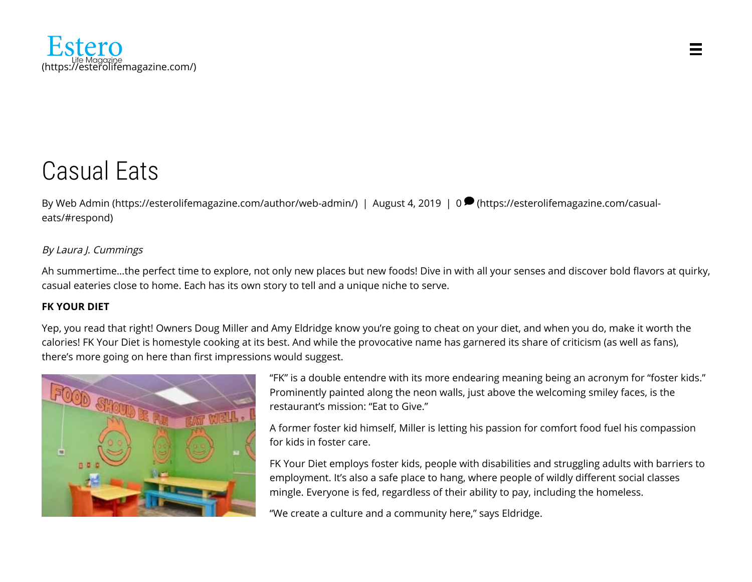Estero Life Magazine (https://esterolifemagazine.com/)

# Casual Eats

By Web Admin (https://esterolifemagazine.com/author/web-admin/) | August 4, 2019 | 0 (https://esterolifemagazine.com/casual-eats/#respond)

*By Laura J. Cummings*

Ah summertime…the perfect time to explore, not only new places but new foods! Dive in with all your senses and discover bold flavors at quirky, casual eateries close to home. Each has its own story to tell and a unique niche to serve.

**FK YOUR DIET**

Yep, you read that right! Owners Doug Miller and Amy Eldridge know you're going to cheat on your diet, and when you do, make it worth the calories! FK Your Diet is homestyle cooking at its best. And while the provocative name has garnered its share of criticism (as well as fans), there's more going on here than first impressions would suggest.

"FK" is a double entendre with its more endearing meaning being an acronym for "foster kids." Prominently painted along the neon walls, just above the welcoming smiley faces, is the restaurant's mission: "Eat to Give."

A former foster kid himself, Miller is letting his passion for comfort food fuel his compassion for kids in foster care.

FK Your Diet employs foster kids, people with disabilities and struggling adults with barriers to employment. It's also a safe place to hang, where people of wildly different social classes mingle. Everyone is fed, regardless of their ability to pay, including the homeless.

"We create a culture and a community here," says Eldridge.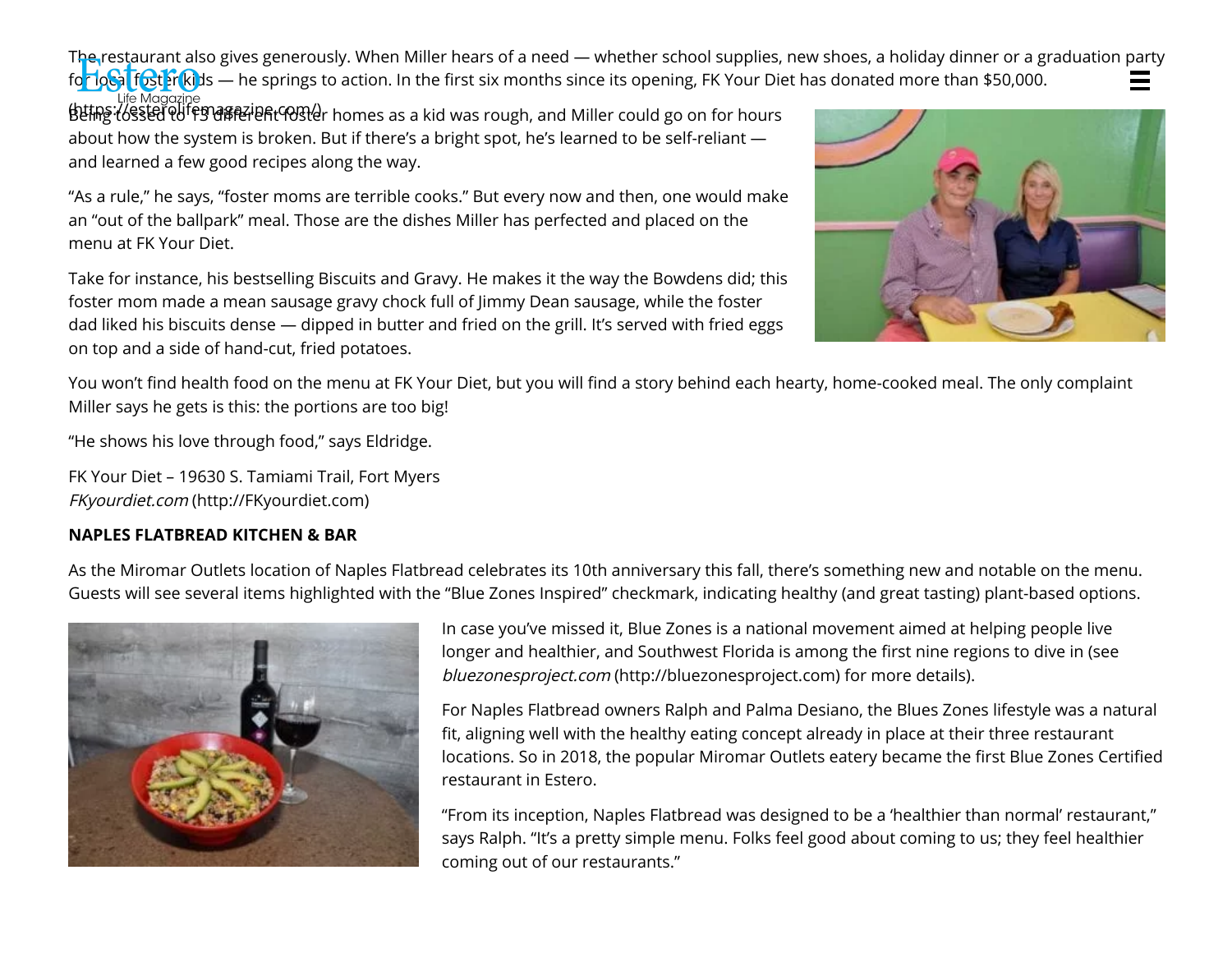The restaurant also gives generously. When Miller hears of a need — whether school supplies, new shoes, a holiday dinner or a graduation party for local foster kids — he springs to action. In the first six months since its opening, FK Your Diet has donated more than $50,000.

Being tossed to 13 different foster homes as a kid was rough, and Miller could go on for hours about how the system is broken. But if there's a bright spot, he's learned to be self-reliant — and learned a few good recipes along the way.

"As a rule," he says, "foster moms are terrible cooks." But every now and then, one would make an "out of the ballpark" meal. Those are the dishes Miller has perfected and placed on the menu at FK Your Diet.

Take for instance, his bestselling Biscuits and Gravy. He makes it the way the Bowdens did; this foster mom made a mean sausage gravy chock full of Jimmy Dean sausage, while the foster dad liked his biscuits dense — dipped in butter and fried on the grill. It's served with fried eggs on top and a side of hand-cut, fried potatoes.

You won't find health food on the menu at FK Your Diet, but you will find a story behind each hearty, home-cooked meal. The only complaint Miller says he gets is this: the portions are too big!

"He shows his love through food," says Eldridge.

FK Your Diet – 19630 S. Tamiami Trail, Fort Myers
*FKyourdiet.com* (http://FKyourdiet.com)

**NAPLES FLATBREAD KITCHEN & BAR**

As the Miromar Outlets location of Naples Flatbread celebrates its 10th anniversary this fall, there's something new and notable on the menu. Guests will see several items highlighted with the "Blue Zones Inspired" checkmark, indicating healthy (and great tasting) plant-based options.

In case you've missed it, Blue Zones is a national movement aimed at helping people live longer and healthier, and Southwest Florida is among the first nine regions to dive in (see *bluezonesproject.com* (http://bluezonesproject.com) for more details).

For Naples Flatbread owners Ralph and Palma Desiano, the Blues Zones lifestyle was a natural fit, aligning well with the healthy eating concept already in place at their three restaurant locations. So in 2018, the popular Miromar Outlets eatery became the first Blue Zones Certified restaurant in Estero.

"From its inception, Naples Flatbread was designed to be a 'healthier than normal' restaurant," says Ralph. "It's a pretty simple menu. Folks feel good about coming to us; they feel healthier coming out of our restaurants."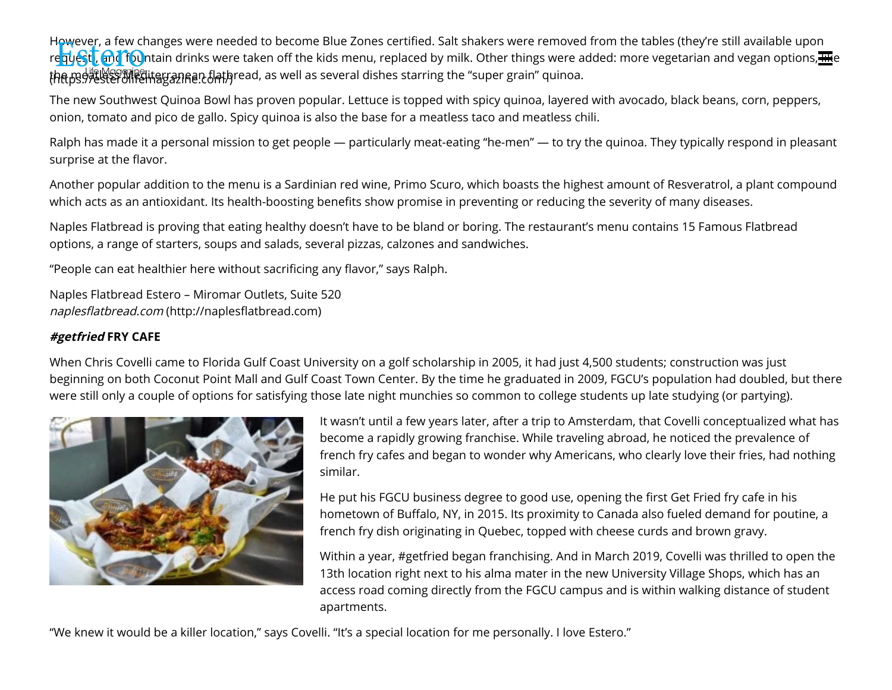However, a few changes were needed to become Blue Zones certified. Salt shakers were removed from the tables (they're still available upon request), and fountain drinks were taken off the kids menu, replaced by milk. Other things were added: more vegetarian and vegan options, like the meatless Mediterranean flatbread, as well as several dishes starring the "super grain" quinoa.

The new Southwest Quinoa Bowl has proven popular. Lettuce is topped with spicy quinoa, layered with avocado, black beans, corn, peppers, onion, tomato and pico de gallo. Spicy quinoa is also the base for a meatless taco and meatless chili.

Ralph has made it a personal mission to get people — particularly meat-eating "he-men" — to try the quinoa. They typically respond in pleasant surprise at the flavor.

Another popular addition to the menu is a Sardinian red wine, Primo Scuro, which boasts the highest amount of Resveratrol, a plant compound which acts as an antioxidant. Its health-boosting benefits show promise in preventing or reducing the severity of many diseases.

Naples Flatbread is proving that eating healthy doesn't have to be bland or boring. The restaurant's menu contains 15 Famous Flatbread options, a range of starters, soups and salads, several pizzas, calzones and sandwiches.

"People can eat healthier here without sacrificing any flavor," says Ralph.

Naples Flatbread Estero – Miromar Outlets, Suite 520
*naplesflatbread.com* (http://naplesflatbread.com)

**#getfried FRY CAFE**

When Chris Covelli came to Florida Gulf Coast University on a golf scholarship in 2005, it had just 4,500 students; construction was just beginning on both Coconut Point Mall and Gulf Coast Town Center. By the time he graduated in 2009, FGCU's population had doubled, but there were still only a couple of options for satisfying those late night munchies so common to college students up late studying (or partying).

It wasn't until a few years later, after a trip to Amsterdam, that Covelli conceptualized what has become a rapidly growing franchise. While traveling abroad, he noticed the prevalence of french fry cafes and began to wonder why Americans, who clearly love their fries, had nothing similar.

He put his FGCU business degree to good use, opening the first Get Fried fry cafe in his hometown of Buffalo, NY, in 2015. Its proximity to Canada also fueled demand for poutine, a french fry dish originating in Quebec, topped with cheese curds and brown gravy.

Within a year, #getfried began franchising. And in March 2019, Covelli was thrilled to open the 13th location right next to his alma mater in the new University Village Shops, which has an access road coming directly from the FGCU campus and is within walking distance of student apartments.

"We knew it would be a killer location," says Covelli. "It's a special location for me personally. I love Estero."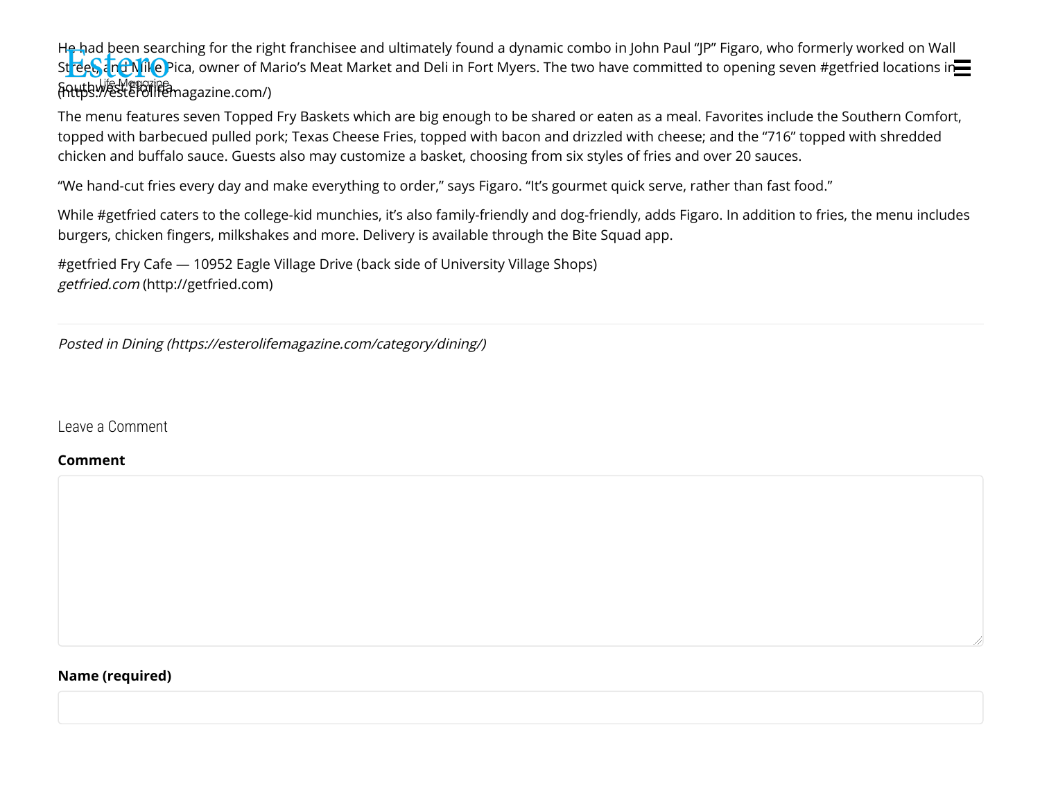He had been searching for the right franchisee and ultimately found a dynamic combo in John Paul "JP" Figaro, who formerly worked on Wall Street, and Mike Pica, owner of Mario's Meat Market and Deli in Fort Myers. The two have committed to opening seven #getfried locations in Southwest Florida.

The menu features seven Topped Fry Baskets which are big enough to be shared or eaten as a meal. Favorites include the Southern Comfort, topped with barbecued pulled pork; Texas Cheese Fries, topped with bacon and drizzled with cheese; and the "716" topped with shredded chicken and buffalo sauce. Guests also may customize a basket, choosing from six styles of fries and over 20 sauces.

"We hand-cut fries every day and make everything to order," says Figaro. "It's gourmet quick serve, rather than fast food."

While #getfried caters to the college-kid munchies, it's also family-friendly and dog-friendly, adds Figaro. In addition to fries, the menu includes burgers, chicken fingers, milkshakes and more. Delivery is available through the Bite Squad app.

#getfried Fry Cafe — 10952 Eagle Village Drive (back side of University Village Shops)
*getfried.com* (http://getfried.com)

---

*Posted in Dining (https://esterolifemagazine.com/category/dining/)*

Leave a Comment

**Comment**

**Name (required)**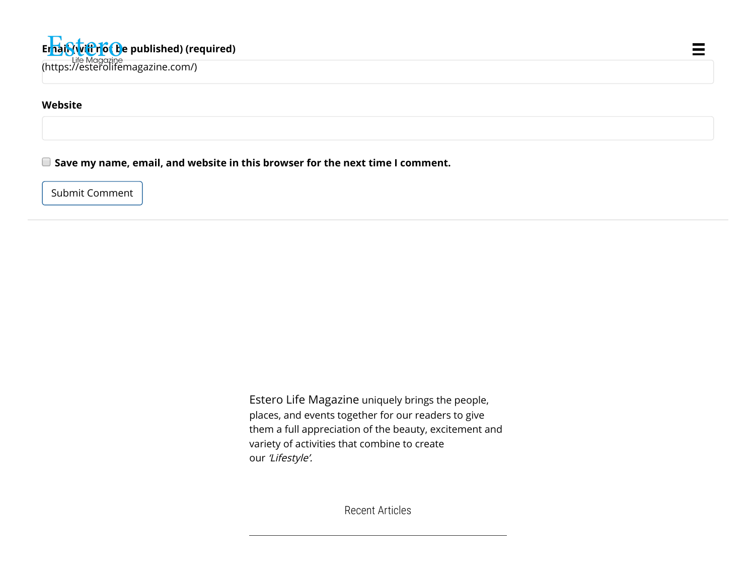Estero
Life Magazine
(https://esterolifemagazine.com/)

**Email (will not be published) (required)**

**Website**

**Save my name, email, and website in this browser for the next time I comment.**

Submit Comment

Estero Life Magazine uniquely brings the people, places, and events together for our readers to give them a full appreciation of the beauty, excitement and variety of activities that combine to create our *'Lifestyle'.*

Recent Articles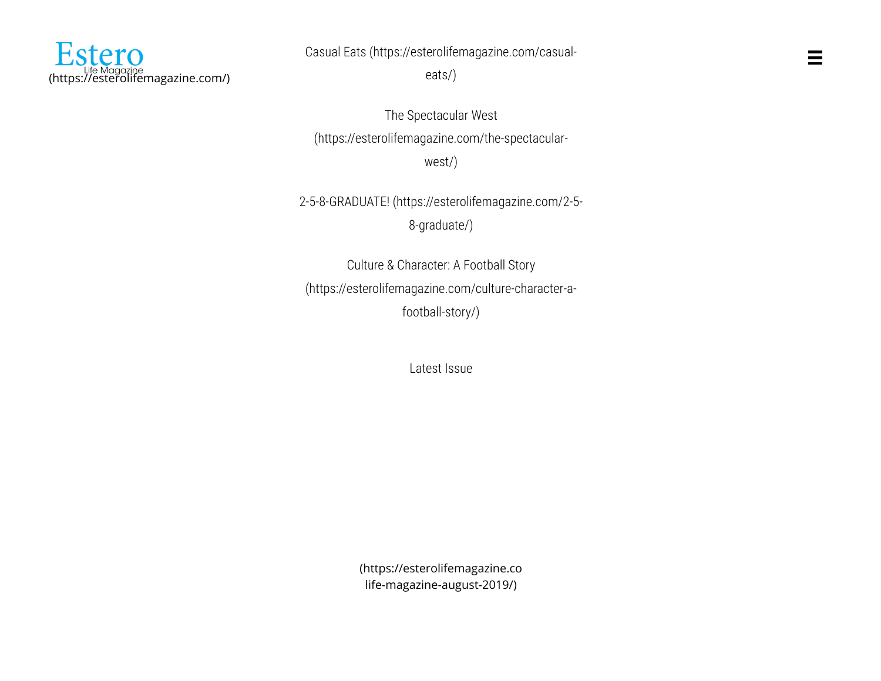Estero
Life Magazine
(https://esterolifemagazine.com/)

Casual Eats (https://esterolifemagazine.com/casual-eats/)

The Spectacular West (https://esterolifemagazine.com/the-spectacular-west/)

2-5-8-GRADUATE! (https://esterolifemagazine.com/2-5-8-graduate/)

Culture & Character: A Football Story (https://esterolifemagazine.com/culture-character-a-football-story/)

Latest Issue

(https://esterolifemagazine.co
life-magazine-august-2019/)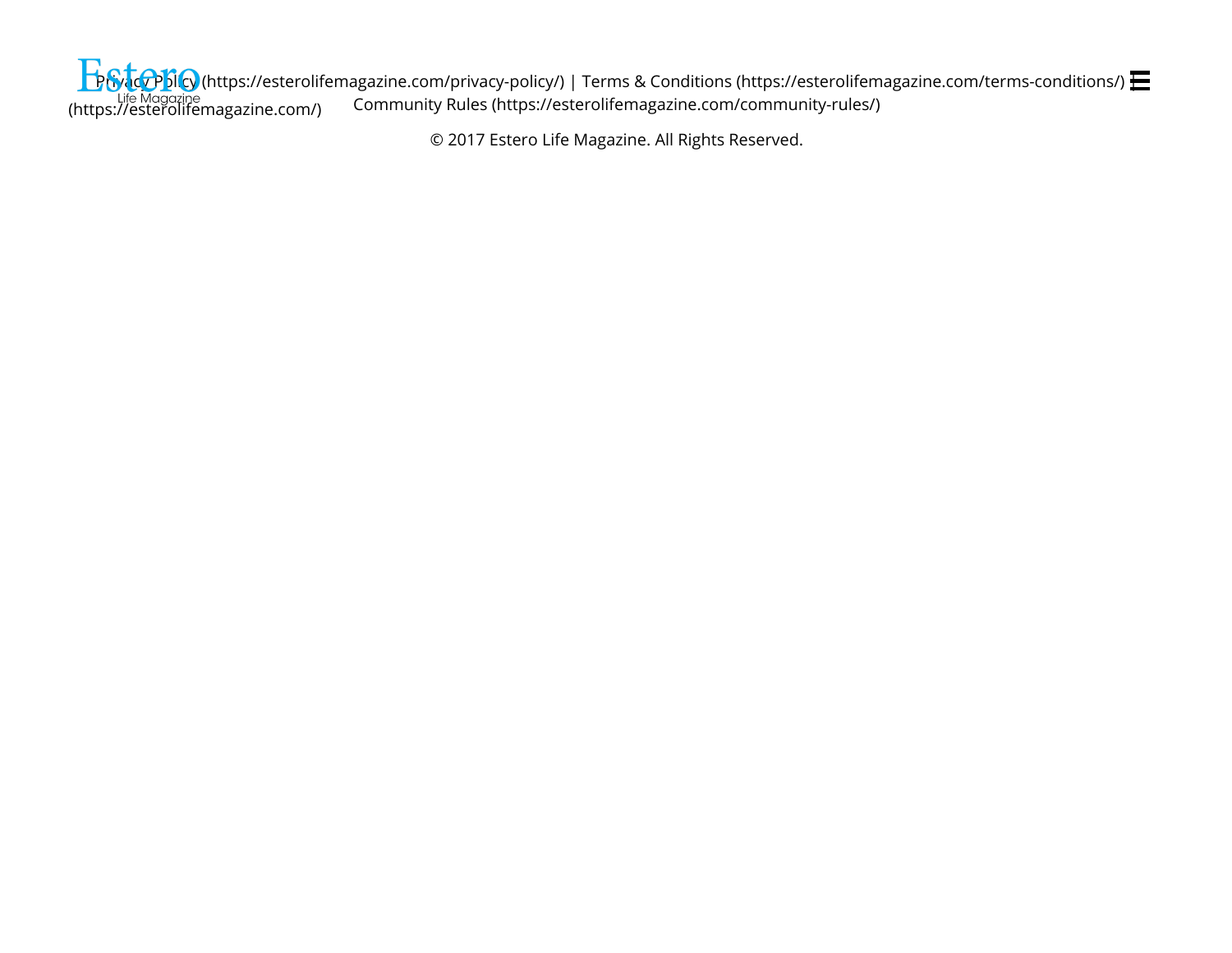Estero
Life Magazine
(https://esterolifemagazine.com/)

Privacy Policy (https://esterolifemagazine.com/privacy-policy/) | Terms & Conditions (https://esterolifemagazine.com/terms-conditions/) | Community Rules (https://esterolifemagazine.com/community-rules/)

© 2017 Estero Life Magazine. All Rights Reserved.